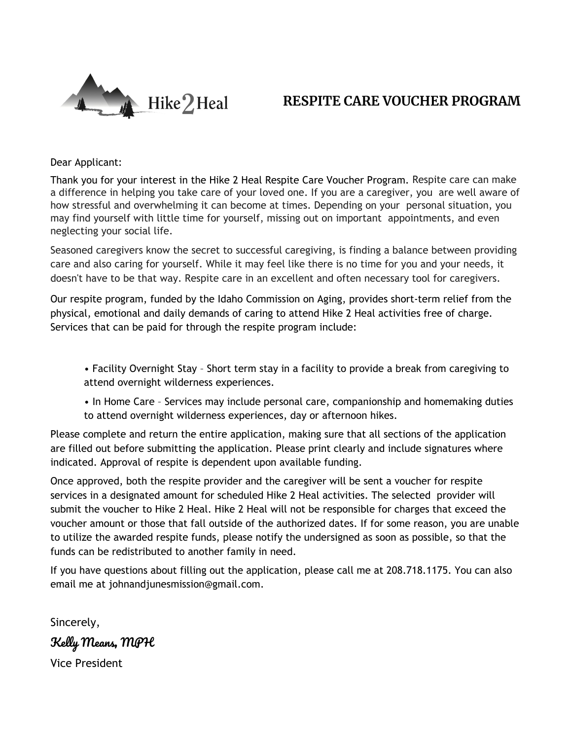Hike 2 Heal

# RESPITE CARE VOUCHER PROGRAM

Dear Applicant:

Thank you for your interest in the Hike 2 Heal Respite Care Voucher Program. Respite care can make a difference in helping you take care of your loved one. If you are a caregiver, you are well aware of how stressful and overwhelming it can become at times. Depending on your personal situation, you may find yourself with little time for yourself, missing out on important appointments, and even neglecting your social life.

Seasoned caregivers know the secret to successful caregiving, is finding a balance between providing care and also caring for yourself. While it may feel like there is no time for you and your needs, it doesn't have to be that way. Respite care in an excellent and often necessary tool for caregivers.

Our respite program, funded by the Idaho Commission on Aging, provides short-term relief from the physical, emotional and daily demands of caring to attend Hike 2 Heal activities free of charge. Services that can be paid for through the respite program include:

- Facility Overnight Stay – Short term stay in a facility to provide a break from caregiving to attend overnight wilderness experiences.
- In Home Care – Services may include personal care, companionship and homemaking duties to attend overnight wilderness experiences, day or afternoon hikes.

Please complete and return the entire application, making sure that all sections of the application are filled out before submitting the application. Please print clearly and include signatures where indicated. Approval of respite is dependent upon available funding.

Once approved, both the respite provider and the caregiver will be sent a voucher for respite services in a designated amount for scheduled Hike 2 Heal activities. The selected provider will submit the voucher to Hike 2 Heal. Hike 2 Heal will not be responsible for charges that exceed the voucher amount or those that fall outside of the authorized dates. If for some reason, you are unable to utilize the awarded respite funds, please notify the undersigned as soon as possible, so that the funds can be redistributed to another family in need.

If you have questions about filling out the application, please call me at 208.718.1175. You can also email me at johnandjunesmission@gmail.com.

Sincerely,

*Kelly Means, MPH*

Vice President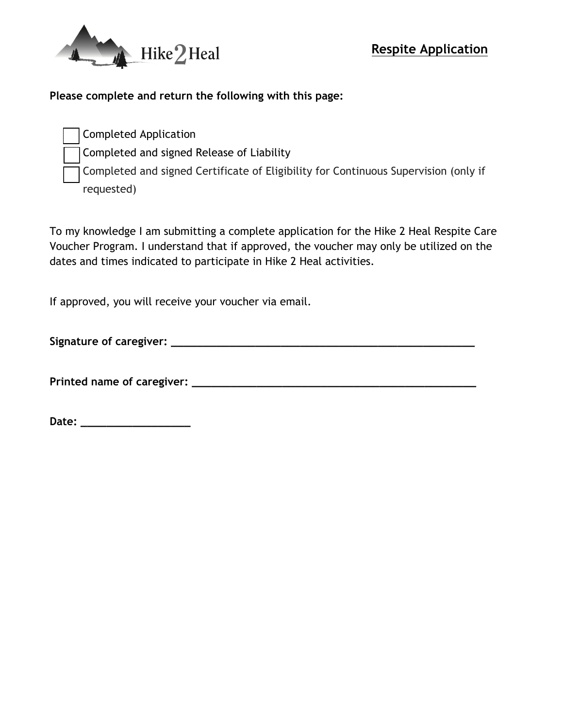Hike 2 Heal

## Respite Application

**Please complete and return the following with this page:**

- [ ] Completed Application
- [ ] Completed and signed Release of Liability
- [ ] Completed and signed Certificate of Eligibility for Continuous Supervision (only if requested)

To my knowledge I am submitting a complete application for the Hike 2 Heal Respite Care Voucher Program. I understand that if approved, the voucher may only be utilized on the dates and times indicated to participate in Hike 2 Heal activities.

If approved, you will receive your voucher via email.

**Signature of caregiver:** ____________________________________________________

**Printed name of caregiver:** _________________________________________________

**Date:** __________________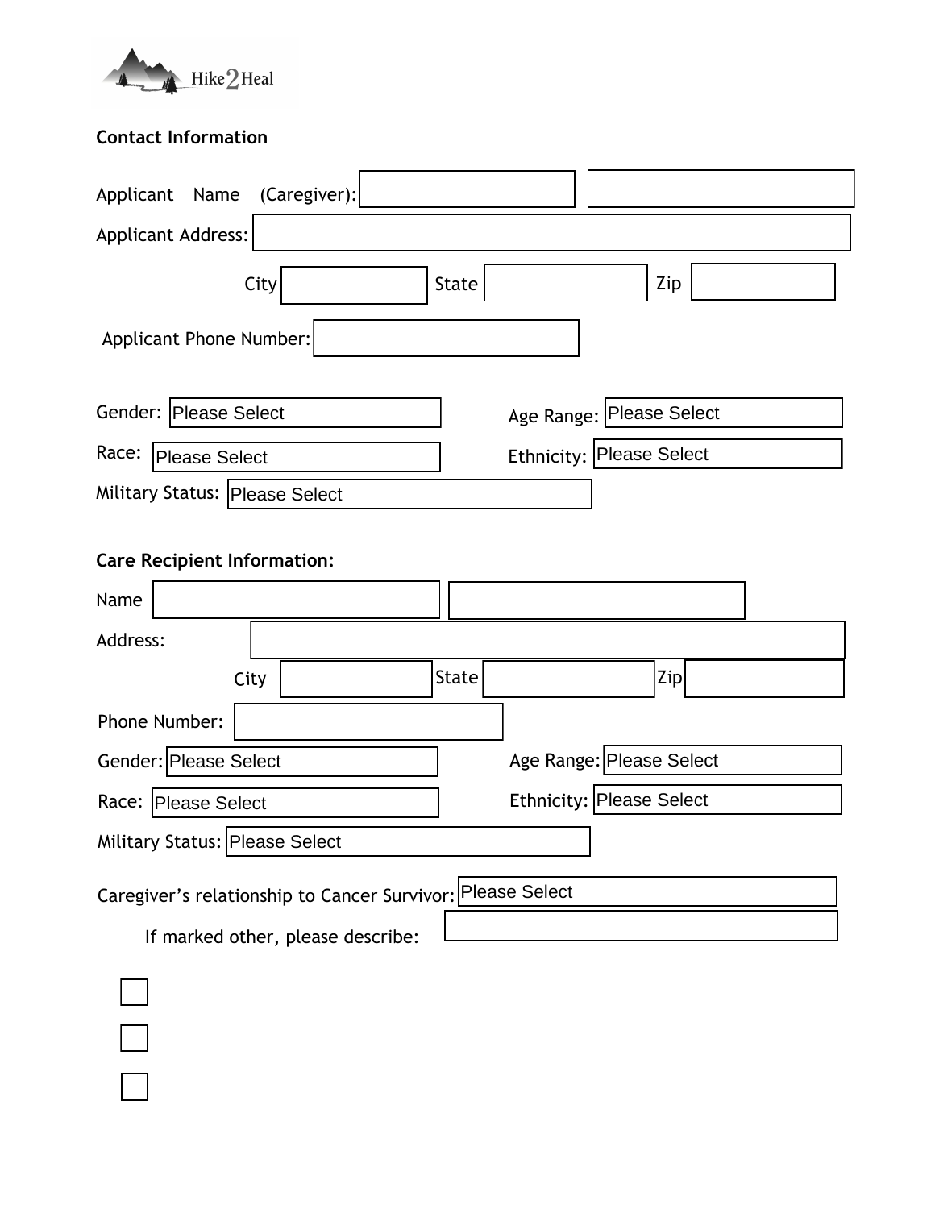Hike2Heal

**Contact Information**

Applicant Name (Caregiver): 

Applicant Address: 

City State Zip 

Applicant Phone Number: 

Gender: Please Select

Age Range: Please Select

Race: Please Select

Ethnicity: Please Select

Military Status: Please Select

**Care Recipient Information:**

Name 

Address: 

City State Zip 

Phone Number: 

Gender: Please Select

Age Range: Please Select

Race: Please Select

Ethnicity: Please Select

Military Status: Please Select

Caregiver's relationship to Cancer Survivor: Please Select

If marked other, please describe:

☐

☐

☐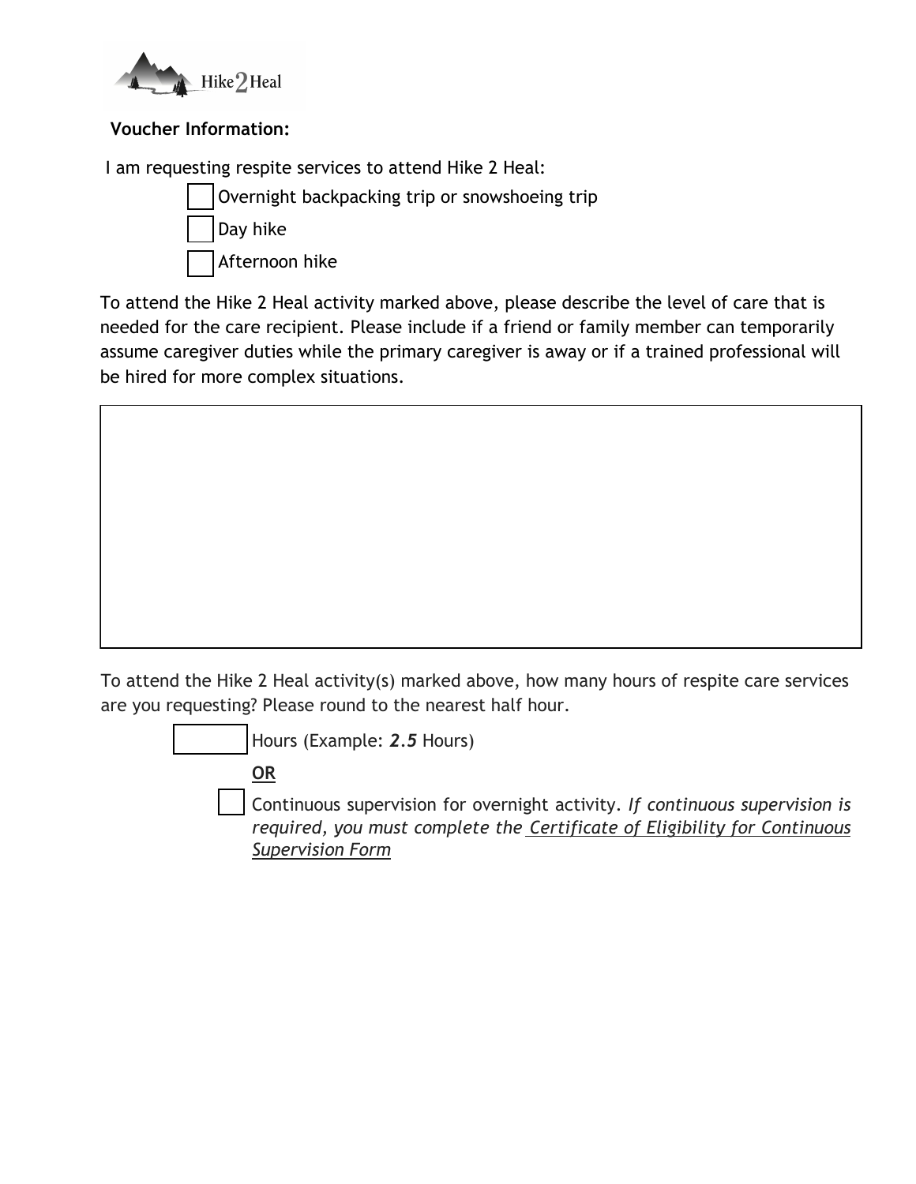**Voucher Information:**

I am requesting respite services to attend Hike 2 Heal:

- [ ] Overnight backpacking trip or snowshoeing trip
- [ ] Day hike
- [ ] Afternoon hike

To attend the Hike 2 Heal activity marked above, please describe the level of care that is needed for the care recipient. Please include if a friend or family member can temporarily assume caregiver duties while the primary caregiver is away or if a trained professional will be hired for more complex situations.

| |
|---|
| |

To attend the Hike 2 Heal activity(s) marked above, how many hours of respite care services are you requesting? Please round to the nearest half hour.

______ Hours (Example: ***2.5*** Hours)

**OR**

- [ ] Continuous supervision for overnight activity. *If continuous supervision is required, you must complete the Certificate of Eligibility for Continuous Supervision Form*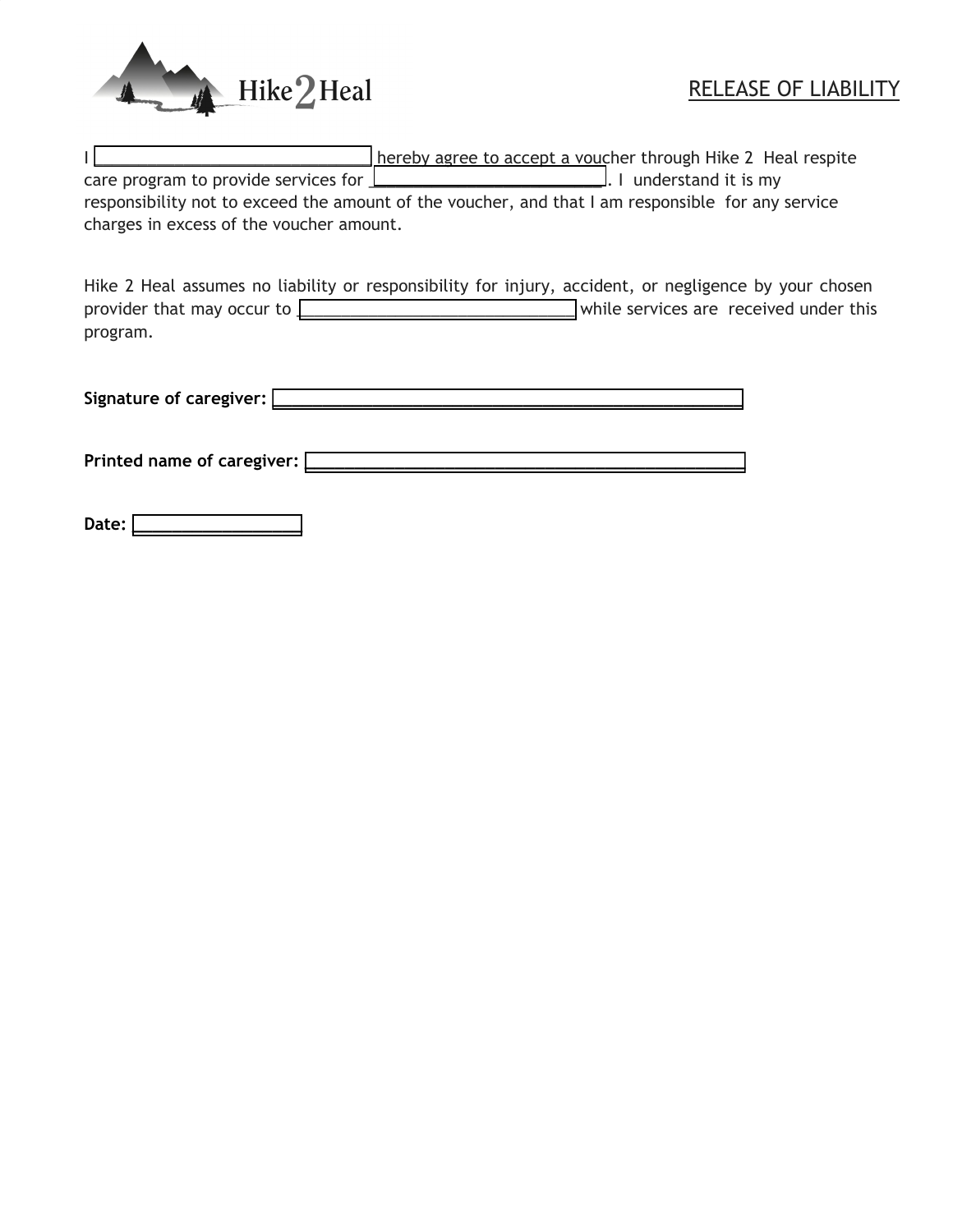Hike 2 Heal

# RELEASE OF LIABILITY

I ______________________________ hereby agree to accept a voucher through Hike 2 Heal respite care program to provide services for ______________________________. I understand it is my responsibility not to exceed the amount of the voucher, and that I am responsible for any service charges in excess of the voucher amount.

Hike 2 Heal assumes no liability or responsibility for injury, accident, or negligence by your chosen provider that may occur to ______________________________ while services are received under this program.

**Signature of caregiver:** ______________________________________________

**Printed name of caregiver:** ______________________________________________

**Date:** __________________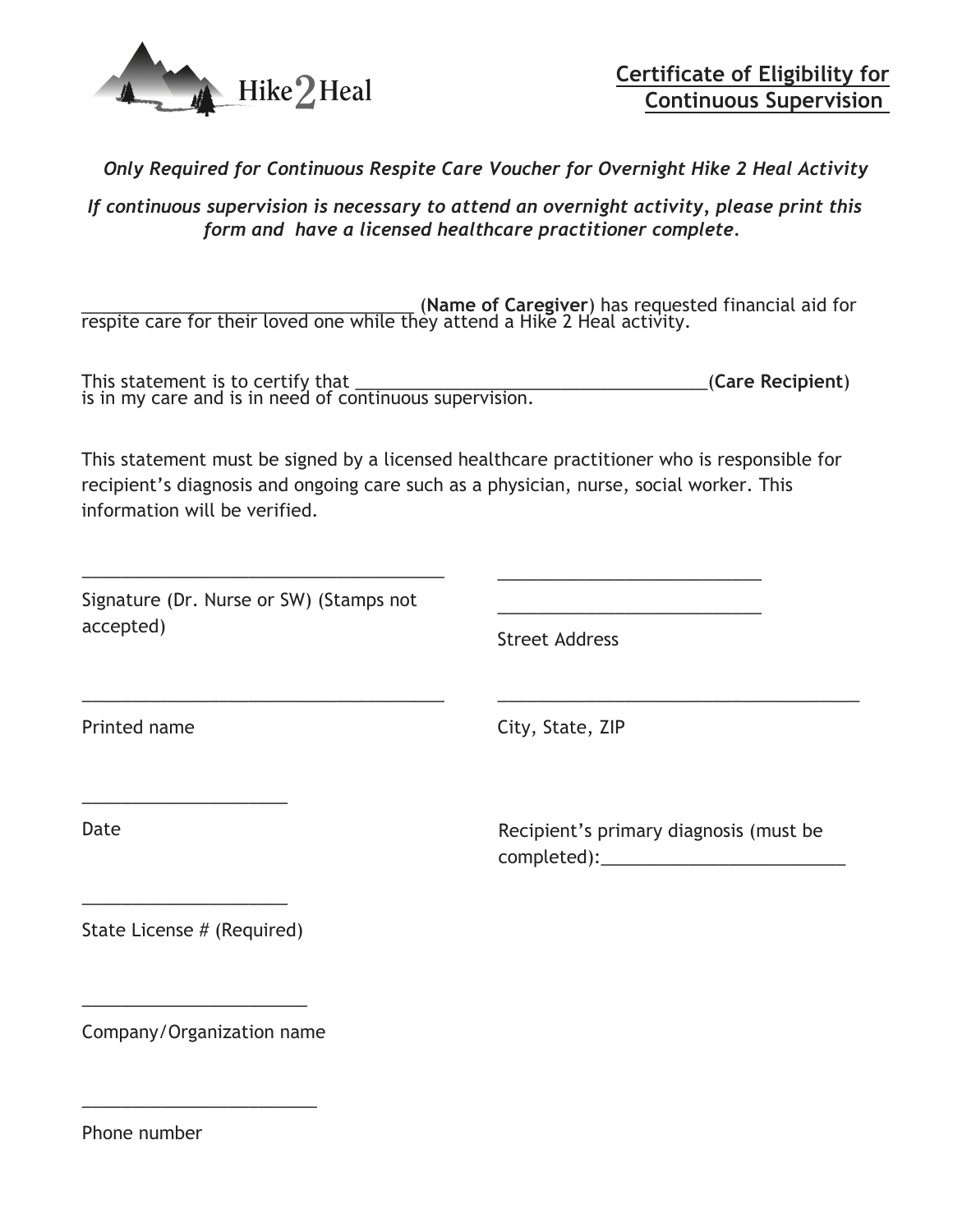Hike 2 Heal

# Certificate of Eligibility for Continuous Supervision

***Only Required for Continuous Respite Care Voucher for Overnight Hike 2 Heal Activity***

***If continuous supervision is necessary to attend an overnight activity, please print this form and have a licensed healthcare practitioner complete.***

__________________________________ (**Name of Caregiver**) has requested financial aid for respite care for their loved one while they attend a Hike 2 Heal activity.

This statement is to certify that ___________________________________(**Care Recipient**) is in my care and is in need of continuous supervision.

This statement must be signed by a licensed healthcare practitioner who is responsible for recipient's diagnosis and ongoing care such as a physician, nurse, social worker. This information will be verified.

_____________________________________

Signature (Dr. Nurse or SW) (Stamps not accepted)

_____________________________________

Printed name

_____________________

Date

_____________________

State License # (Required)

_______________________

Company/Organization name

________________________

Phone number

___________________________

___________________________

Street Address

_____________________________________

City, State, ZIP

Recipient's primary diagnosis (must be completed):_________________________